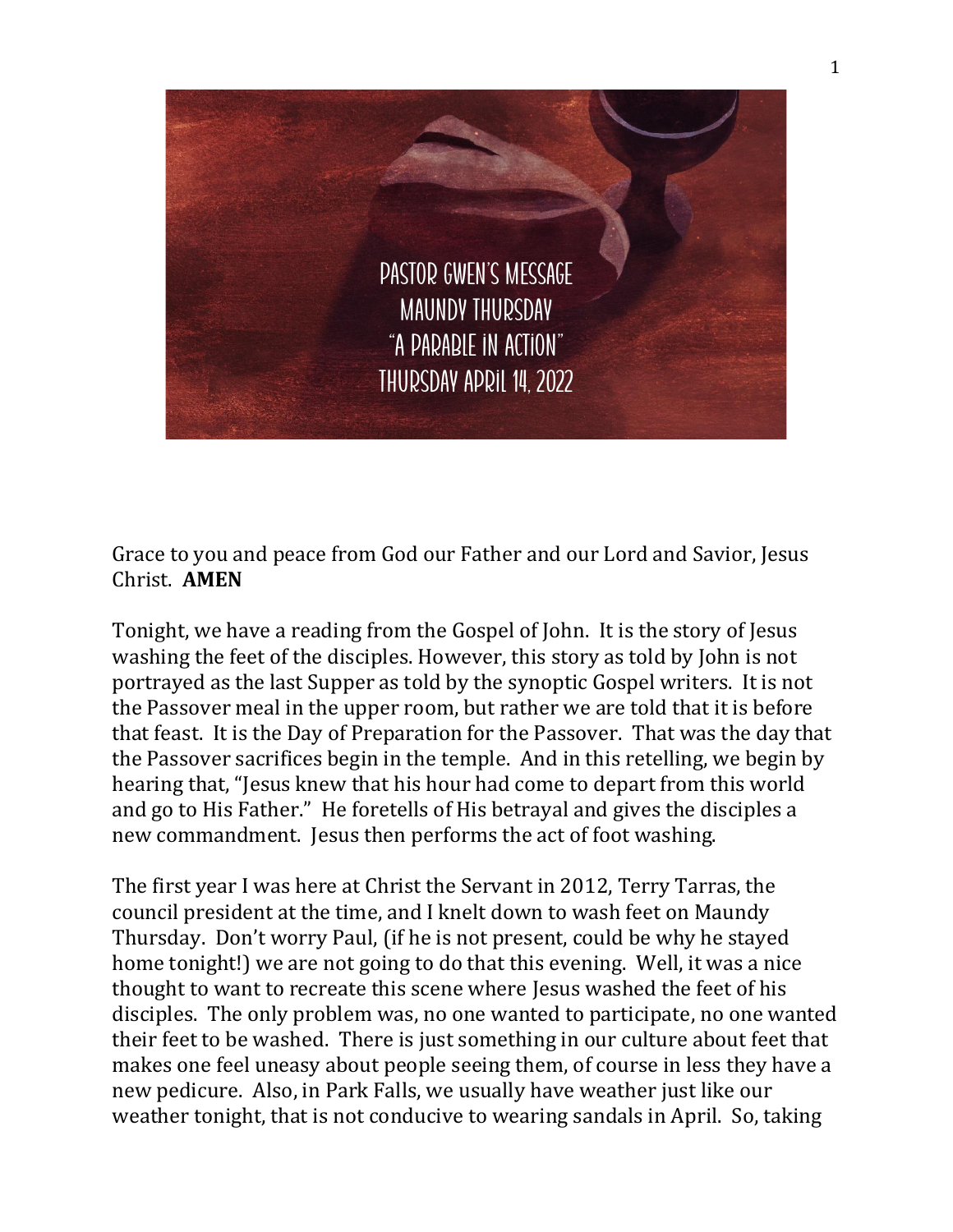# PASTOR GWEN'S MESSAGE
## MAUNDY THURSDAY
## "A PARABLE IN ACTION"
## THURSDAY APRIL 14, 2022

Grace to you and peace from God our Father and our Lord and Savior, Jesus Christ. **AMEN**

Tonight, we have a reading from the Gospel of John. It is the story of Jesus washing the feet of the disciples. However, this story as told by John is not portrayed as the last Supper as told by the synoptic Gospel writers. It is not the Passover meal in the upper room, but rather we are told that it is before that feast. It is the Day of Preparation for the Passover. That was the day that the Passover sacrifices begin in the temple. And in this retelling, we begin by hearing that, "Jesus knew that his hour had come to depart from this world and go to His Father." He foretells of His betrayal and gives the disciples a new commandment. Jesus then performs the act of foot washing.

The first year I was here at Christ the Servant in 2012, Terry Tarras, the council president at the time, and I knelt down to wash feet on Maundy Thursday. Don't worry Paul, (if he is not present, could be why he stayed home tonight!) we are not going to do that this evening. Well, it was a nice thought to want to recreate this scene where Jesus washed the feet of his disciples. The only problem was, no one wanted to participate, no one wanted their feet to be washed. There is just something in our culture about feet that makes one feel uneasy about people seeing them, of course in less they have a new pedicure. Also, in Park Falls, we usually have weather just like our weather tonight, that is not conducive to wearing sandals in April. So, taking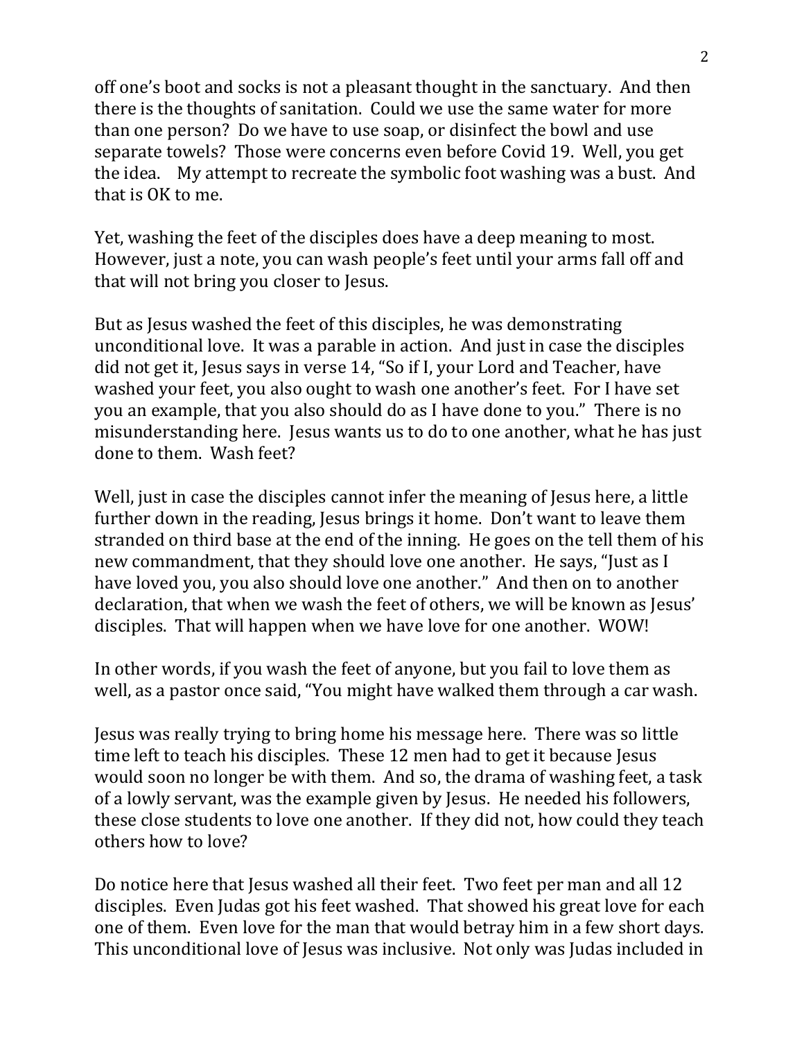off one's boot and socks is not a pleasant thought in the sanctuary. And then there is the thoughts of sanitation. Could we use the same water for more than one person? Do we have to use soap, or disinfect the bowl and use separate towels? Those were concerns even before Covid 19. Well, you get the idea. My attempt to recreate the symbolic foot washing was a bust. And that is OK to me.

Yet, washing the feet of the disciples does have a deep meaning to most. However, just a note, you can wash people's feet until your arms fall off and that will not bring you closer to Jesus.

But as Jesus washed the feet of this disciples, he was demonstrating unconditional love. It was a parable in action. And just in case the disciples did not get it, Jesus says in verse 14, "So if I, your Lord and Teacher, have washed your feet, you also ought to wash one another's feet. For I have set you an example, that you also should do as I have done to you." There is no misunderstanding here. Jesus wants us to do to one another, what he has just done to them. Wash feet?

Well, just in case the disciples cannot infer the meaning of Jesus here, a little further down in the reading, Jesus brings it home. Don't want to leave them stranded on third base at the end of the inning. He goes on the tell them of his new commandment, that they should love one another. He says, "Just as I have loved you, you also should love one another." And then on to another declaration, that when we wash the feet of others, we will be known as Jesus' disciples. That will happen when we have love for one another. WOW!

In other words, if you wash the feet of anyone, but you fail to love them as well, as a pastor once said, "You might have walked them through a car wash.

Jesus was really trying to bring home his message here. There was so little time left to teach his disciples. These 12 men had to get it because Jesus would soon no longer be with them. And so, the drama of washing feet, a task of a lowly servant, was the example given by Jesus. He needed his followers, these close students to love one another. If they did not, how could they teach others how to love?

Do notice here that Jesus washed all their feet. Two feet per man and all 12 disciples. Even Judas got his feet washed. That showed his great love for each one of them. Even love for the man that would betray him in a few short days. This unconditional love of Jesus was inclusive. Not only was Judas included in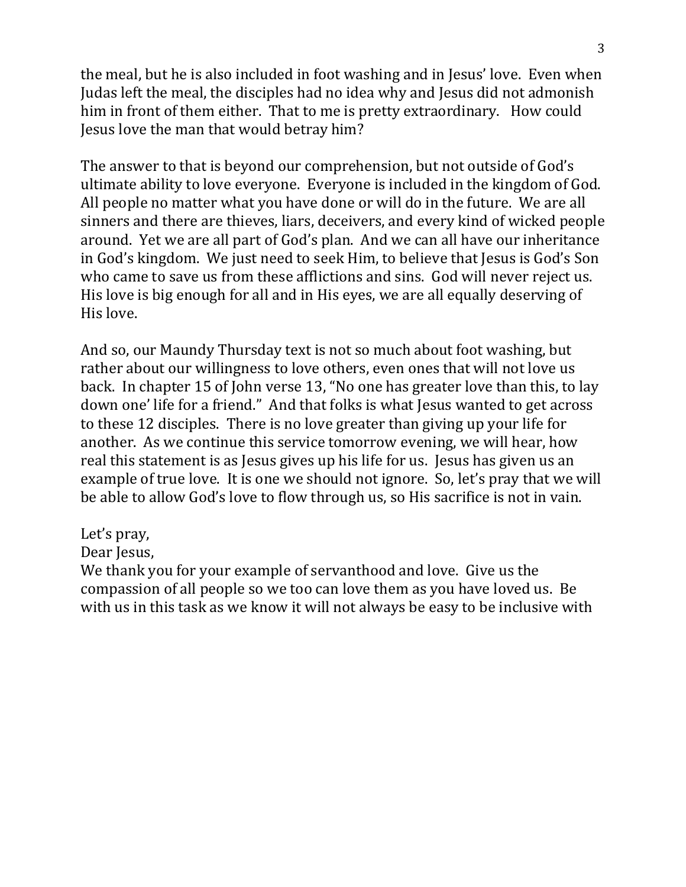the meal, but he is also included in foot washing and in Jesus' love. Even when Judas left the meal, the disciples had no idea why and Jesus did not admonish him in front of them either. That to me is pretty extraordinary. How could Jesus love the man that would betray him?

The answer to that is beyond our comprehension, but not outside of God's ultimate ability to love everyone. Everyone is included in the kingdom of God. All people no matter what you have done or will do in the future. We are all sinners and there are thieves, liars, deceivers, and every kind of wicked people around. Yet we are all part of God's plan. And we can all have our inheritance in God's kingdom. We just need to seek Him, to believe that Jesus is God's Son who came to save us from these afflictions and sins. God will never reject us. His love is big enough for all and in His eyes, we are all equally deserving of His love.

And so, our Maundy Thursday text is not so much about foot washing, but rather about our willingness to love others, even ones that will not love us back. In chapter 15 of John verse 13, "No one has greater love than this, to lay down one' life for a friend." And that folks is what Jesus wanted to get across to these 12 disciples. There is no love greater than giving up your life for another. As we continue this service tomorrow evening, we will hear, how real this statement is as Jesus gives up his life for us. Jesus has given us an example of true love. It is one we should not ignore. So, let's pray that we will be able to allow God's love to flow through us, so His sacrifice is not in vain.

Let's pray,  
Dear Jesus,  
We thank you for your example of servanthood and love. Give us the compassion of all people so we too can love them as you have loved us. Be with us in this task as we know it will not always be easy to be inclusive with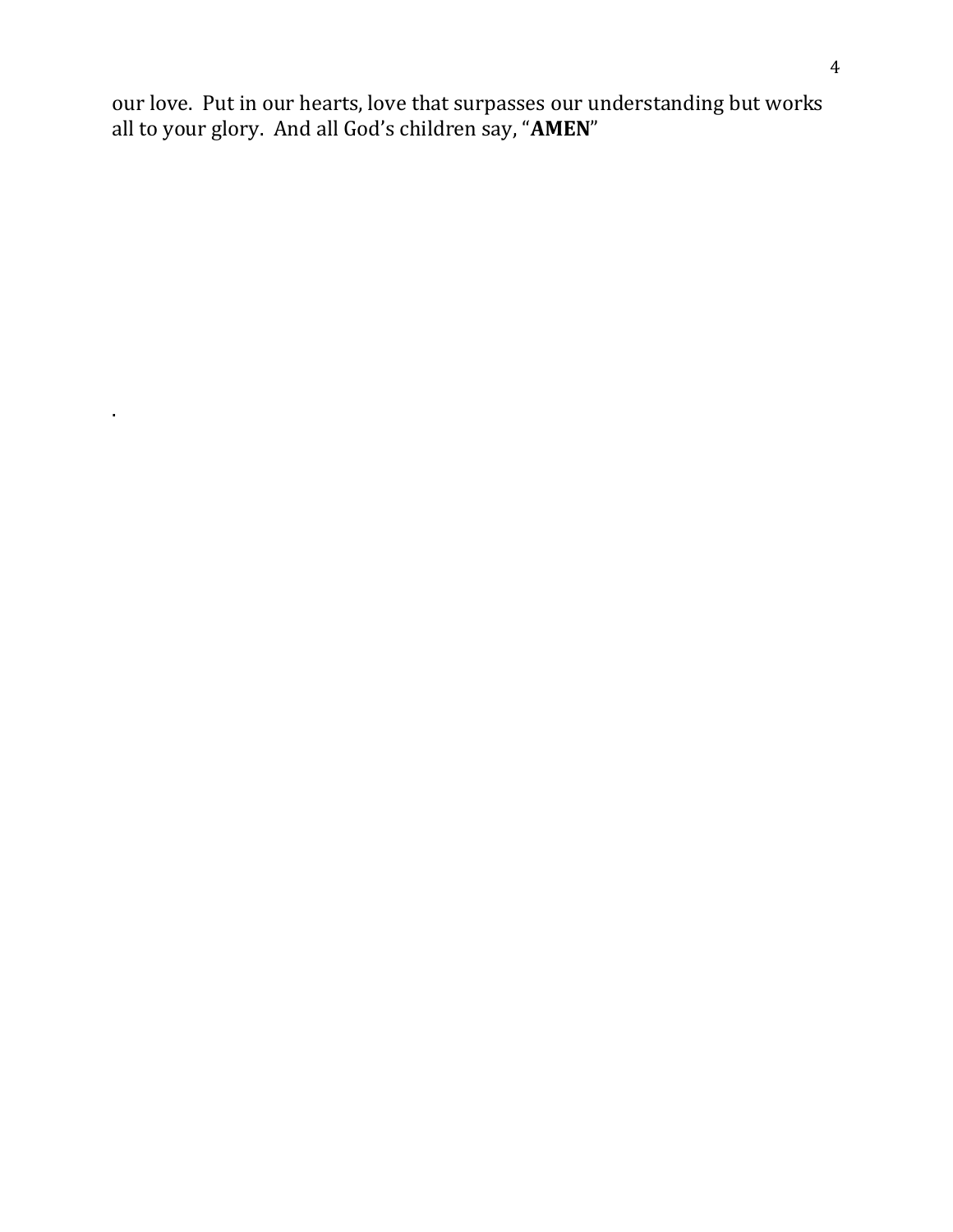our love. Put in our hearts, love that surpasses our understanding but works all to your glory. And all God's children say, "**AMEN**"

.